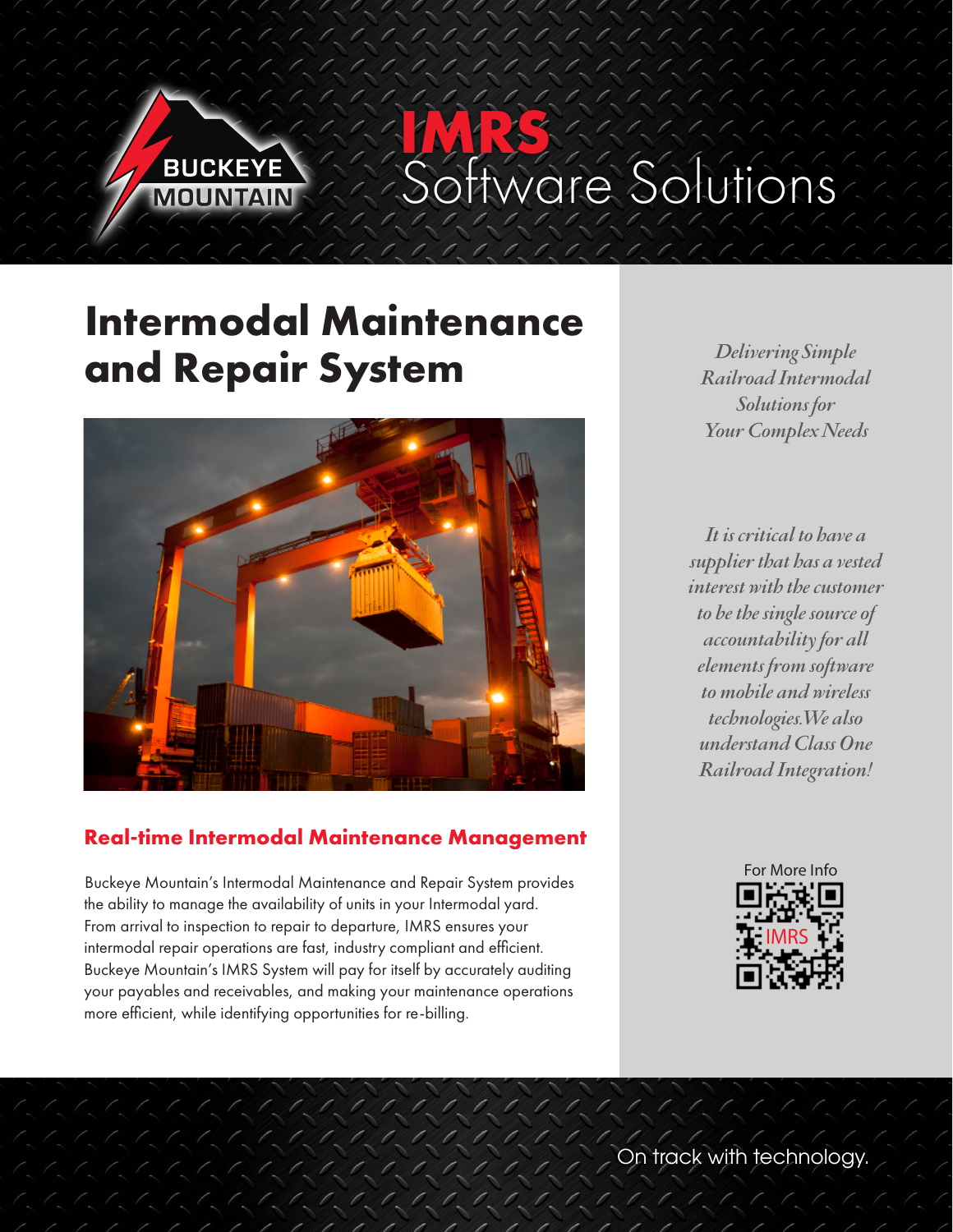BUCKEYE MOUNTAIN

# IMRS Software Solutions

## Intermodal Maintenance and Repair System

### Real-time Intermodal Maintenance Management

Buckeye Mountain's Intermodal Maintenance and Repair System provides the ability to manage the availability of units in your Intermodal yard. From arrival to inspection to repair to departure, IMRS ensures your intermodal repair operations are fast, industry compliant and efficient. Buckeye Mountain's IMRS System will pay for itself by accurately auditing your payables and receivables, and making your maintenance operations more efficient, while identifying opportunities for re-billing.

*Delivering Simple Railroad Intermodal Solutions for Your Complex Needs*

*It is critical to have a supplier that has a vested interest with the customer to be the single source of accountability for all elements from software to mobile and wireless technologies. We also understand Class One Railroad Integration!*

For More Info

IMRS

On track with technology.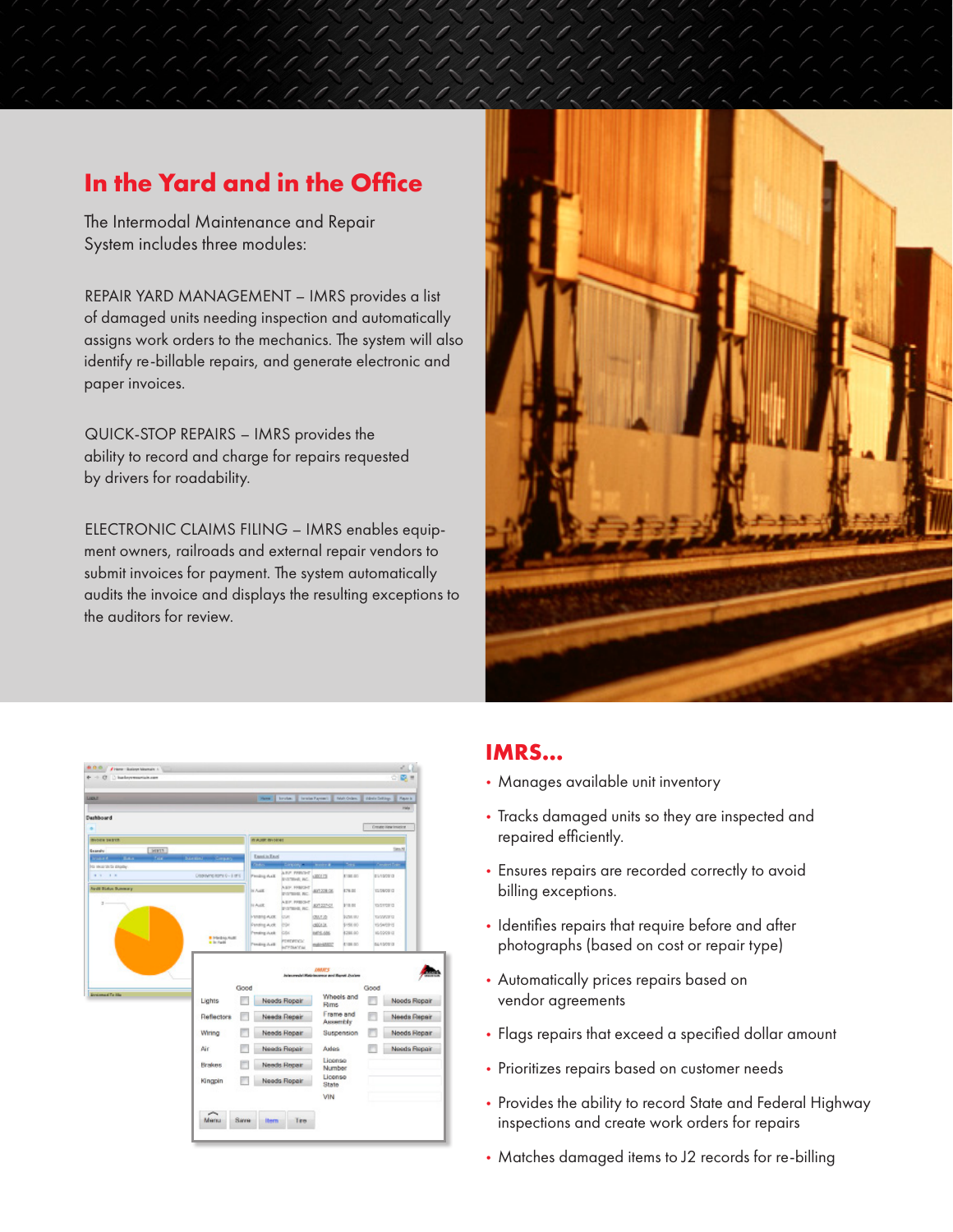## In the Yard and in the Office

The Intermodal Maintenance and Repair System includes three modules:

REPAIR YARD MANAGEMENT – IMRS provides a list of damaged units needing inspection and automatically assigns work orders to the mechanics. The system will also identify re-billable repairs, and generate electronic and paper invoices.

QUICK-STOP REPAIRS – IMRS provides the ability to record and charge for repairs requested by drivers for roadability.

ELECTRONIC CLAIMS FILING – IMRS enables equipment owners, railroads and external repair vendors to submit invoices for payment. The system automatically audits the invoice and displays the resulting exceptions to the auditors for review.

## IMRS...

- Manages available unit inventory
- Tracks damaged units so they are inspected and repaired efficiently.
- Ensures repairs are recorded correctly to avoid billing exceptions.
- Identifies repairs that require before and after photographs (based on cost or repair type)
- Automatically prices repairs based on vendor agreements
- Flags repairs that exceed a specified dollar amount
- Prioritizes repairs based on customer needs
- Provides the ability to record State and Federal Highway inspections and create work orders for repairs
- Matches damaged items to J2 records for re-billing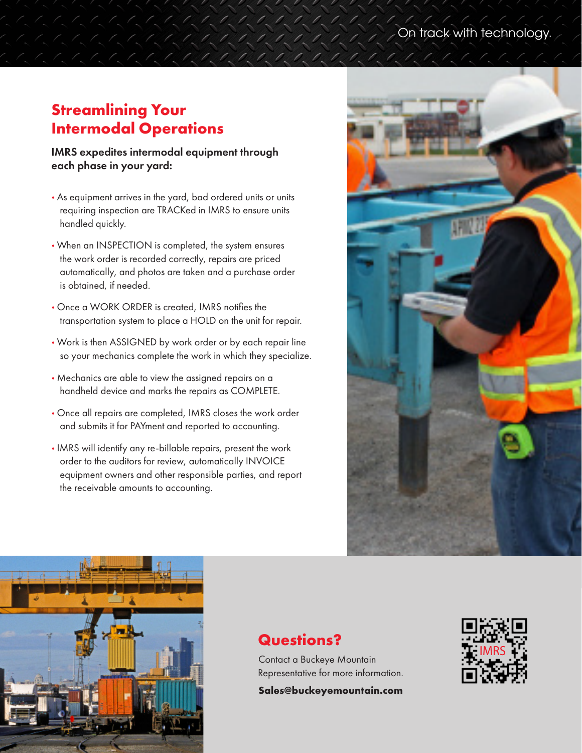On track with technology.

## Streamlining Your Intermodal Operations

**IMRS expedites intermodal equipment through each phase in your yard:**

- As equipment arrives in the yard, bad ordered units or units requiring inspection are TRACKed in IMRS to ensure units handled quickly.
- When an INSPECTION is completed, the system ensures the work order is recorded correctly, repairs are priced automatically, and photos are taken and a purchase order is obtained, if needed.
- Once a WORK ORDER is created, IMRS notifies the transportation system to place a HOLD on the unit for repair.
- Work is then ASSIGNED by work order or by each repair line so your mechanics complete the work in which they specialize.
- Mechanics are able to view the assigned repairs on a handheld device and marks the repairs as COMPLETE.
- Once all repairs are completed, IMRS closes the work order and submits it for PAYment and reported to accounting.
- IMRS will identify any re-billable repairs, present the work order to the auditors for review, automatically INVOICE equipment owners and other responsible parties, and report the receivable amounts to accounting.

## Questions?

Contact a Buckeye Mountain Representative for more information.

**Sales@buckeyemountain.com**

IMRS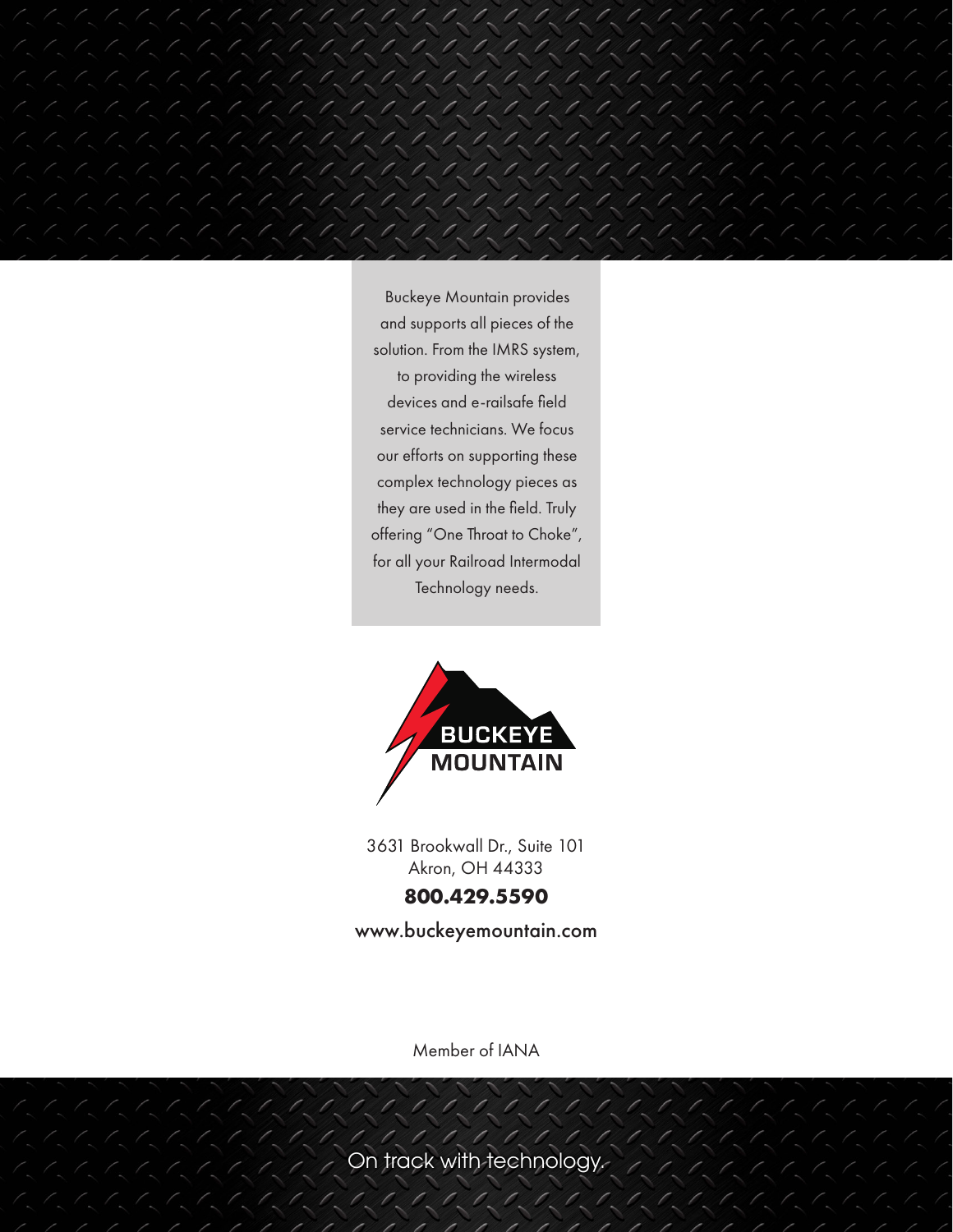Buckeye Mountain provides and supports all pieces of the solution. From the IMRS system, to providing the wireless devices and e-railsafe field service technicians. We focus our efforts on supporting these complex technology pieces as they are used in the field. Truly offering "One Throat to Choke", for all your Railroad Intermodal Technology needs.

BUCKEYE MOUNTAIN

3631 Brookwall Dr., Suite 101
Akron, OH 44333

**800.429.5590**

www.buckeyemountain.com

Member of IANA

On track with technology.